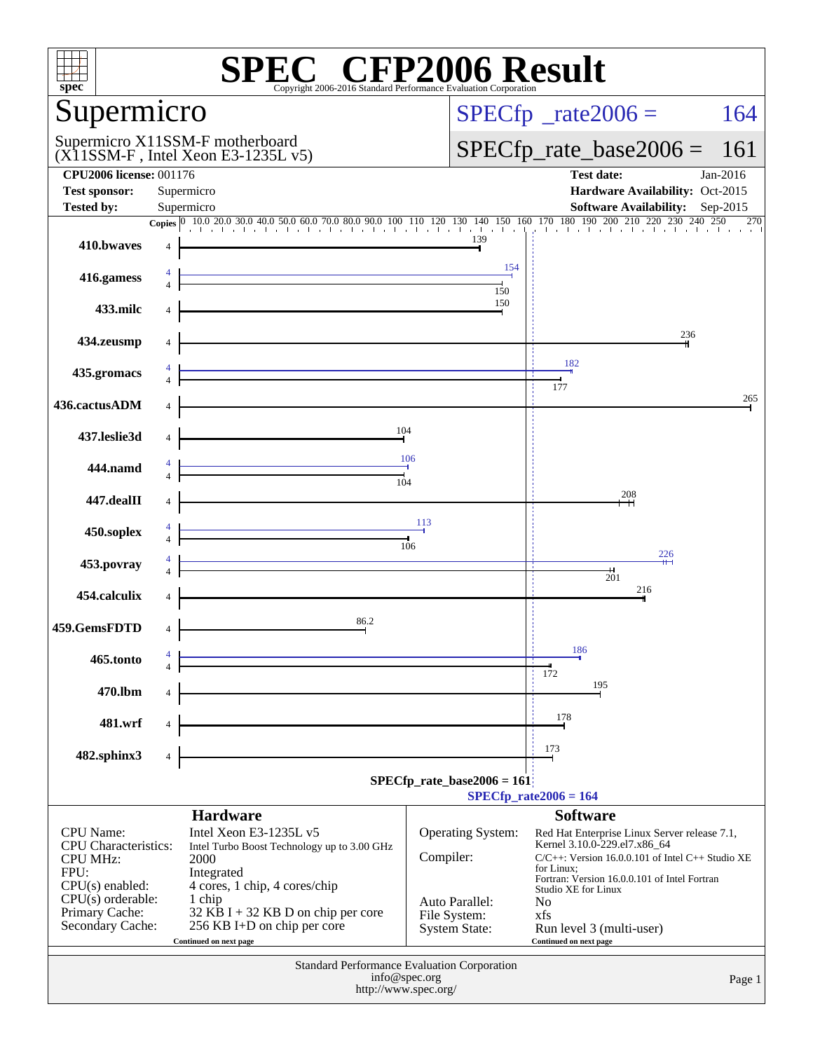# SPEC CFP2006 Result

Copyright 2006-2016 Standard Performance Evaluation Corporation

## Supermicro

Supermicro X11SSM-F motherboard
(X11SSM-F , Intel Xeon E3-1235L v5)

SPECfp_rate2006 = 164

SPECfp_rate_base2006 = 161

| | | | |
|---|---|---|---|
| **CPU2006 license:** 001176 | | **Test date:** | Jan-2016 |
| **Test sponsor:** | Supermicro | **Hardware Availability:** | Oct-2015 |
| **Tested by:** | Supermicro | **Software Availability:** | Sep-2015 |

| Benchmark | Copies | Peak | Base |
|---|---|---|---|
| 410.bwaves | 4 | | 139 |
| 416.gamess | 4 | 154 | 150 |
| 433.milc | 4 | | 150 |
| 434.zeusmp | 4 | | 236 |
| 435.gromacs | 4 | 182 | 177 |
| 436.cactusADM | 4 | | 265 |
| 437.leslie3d | 4 | | 104 |
| 444.namd | 4 | 106 | 104 |
| 447.dealII | 4 | | 208 |
| 450.soplex | 4 | 113 | 106 |
| 453.povray | 4 | 226 | 201 |
| 454.calculix | 4 | | 216 |
| 459.GemsFDTD | 4 | | 86.2 |
| 465.tonto | 4 | 186 | 172 |
| 470.lbm | 4 | | 195 |
| 481.wrf | 4 | | 178 |
| 482.sphinx3 | 4 | | 173 |

SPECfp_rate_base2006 = 161

SPECfp_rate2006 = 164

## Hardware

| | |
|---|---|
| CPU Name: | Intel Xeon E3-1235L v5 |
| CPU Characteristics: | Intel Turbo Boost Technology up to 3.00 GHz |
| CPU MHz: | 2000 |
| FPU: | Integrated |
| CPU(s) enabled: | 4 cores, 1 chip, 4 cores/chip |
| CPU(s) orderable: | 1 chip |
| Primary Cache: | 32 KB I + 32 KB D on chip per core |
| Secondary Cache: | 256 KB I+D on chip per core |

Continued on next page

## Software

| | |
|---|---|
| Operating System: | Red Hat Enterprise Linux Server release 7.1, Kernel 3.10.0-229.el7.x86_64 |
| Compiler: | C/C++: Version 16.0.0.101 of Intel C++ Studio XE for Linux; Fortran: Version 16.0.0.101 of Intel Fortran Studio XE for Linux |
| Auto Parallel: | No |
| File System: | xfs |
| System State: | Run level 3 (multi-user) |

Continued on next page

Standard Performance Evaluation Corporation
info@spec.org
http://www.spec.org/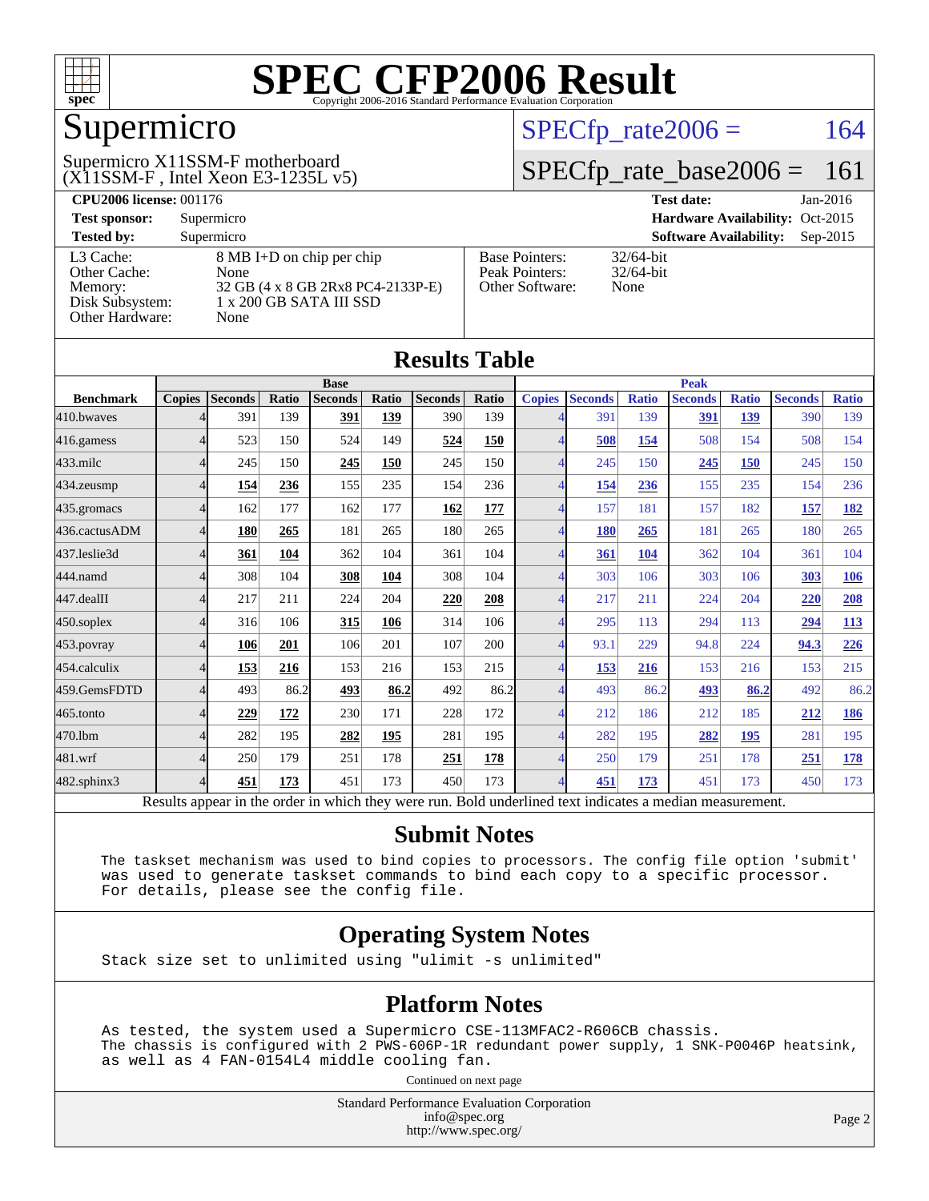# SPEC CFP2006 Result

Copyright 2006-2016 Standard Performance Evaluation Corporation

## Supermicro

Supermicro X11SSM-F motherboard
(X11SSM-F , Intel Xeon E3-1235L v5)

SPECfp_rate2006 = 164

SPECfp_rate_base2006 = 161

**CPU2006 license:** 001176

**Test sponsor:** Supermicro

**Tested by:** Supermicro

**Test date:** Jan-2016

**Hardware Availability:** Oct-2015

**Software Availability:** Sep-2015

| | |
|---|---|
| L3 Cache: | 8 MB I+D on chip per chip |
| Other Cache: | None |
| Memory: | 32 GB (4 x 8 GB 2Rx8 PC4-2133P-E) |
| Disk Subsystem: | 1 x 200 GB SATA III SSD |
| Other Hardware: | None |

| | |
|---|---|
| Base Pointers: | 32/64-bit |
| Peak Pointers: | 32/64-bit |
| Other Software: | None |

## Results Table

| | Base | | | | | | | Peak | | | | | | |
|---|---|---|---|---|---|---|---|---|---|---|---|---|---|---|
| **Benchmark** | **Copies** | **Seconds** | **Ratio** | **Seconds** | **Ratio** | **Seconds** | **Ratio** | **Copies** | **Seconds** | **Ratio** | **Seconds** | **Ratio** | **Seconds** | **Ratio** |
| 410.bwaves | 4 | 391 | 139 | **391** | **139** | 390 | 139 | 4 | 391 | 139 | **391** | **139** | 390 | 139 |
| 416.gamess | 4 | 523 | 150 | 524 | 149 | **524** | **150** | 4 | **508** | **154** | 508 | 154 | 508 | 154 |
| 433.milc | 4 | 245 | 150 | **245** | **150** | 245 | 150 | 4 | 245 | 150 | **245** | **150** | 245 | 150 |
| 434.zeusmp | 4 | **154** | **236** | 155 | 235 | 154 | 236 | 4 | **154** | **236** | 155 | 235 | 154 | 236 |
| 435.gromacs | 4 | 162 | 177 | 162 | 177 | **162** | **177** | 4 | 157 | 181 | 157 | 182 | **157** | **182** |
| 436.cactusADM | 4 | **180** | **265** | 181 | 265 | 180 | 265 | 4 | **180** | **265** | 181 | 265 | 180 | 265 |
| 437.leslie3d | 4 | **361** | **104** | 362 | 104 | 361 | 104 | 4 | **361** | **104** | 362 | 104 | 361 | 104 |
| 444.namd | 4 | 308 | 104 | **308** | **104** | 308 | 104 | 4 | 303 | 106 | 303 | 106 | **303** | **106** |
| 447.dealII | 4 | 217 | 211 | 224 | 204 | **220** | **208** | 4 | 217 | 211 | 224 | 204 | **220** | **208** |
| 450.soplex | 4 | 316 | 106 | **315** | **106** | 314 | 106 | 4 | 295 | 113 | 294 | 113 | **294** | **113** |
| 453.povray | 4 | **106** | **201** | 106 | 201 | 107 | 200 | 4 | 93.1 | 229 | 94.8 | 224 | **94.3** | **226** |
| 454.calculix | 4 | **153** | **216** | 153 | 216 | 153 | 215 | 4 | **153** | **216** | 153 | 216 | 153 | 215 |
| 459.GemsFDTD | 4 | 493 | 86.2 | **493** | **86.2** | 492 | 86.2 | 4 | 493 | 86.2 | **493** | **86.2** | 492 | 86.2 |
| 465.tonto | 4 | **229** | **172** | 230 | 171 | 228 | 172 | 4 | 212 | 186 | 212 | 185 | **212** | **186** |
| 470.lbm | 4 | 282 | 195 | **282** | **195** | 281 | 195 | 4 | 282 | 195 | **282** | **195** | 281 | 195 |
| 481.wrf | 4 | 250 | 179 | 251 | 178 | **251** | **178** | 4 | 250 | 179 | 251 | 178 | **251** | **178** |
| 482.sphinx3 | 4 | **451** | **173** | 451 | 173 | 450 | 173 | 4 | **451** | **173** | 451 | 173 | 450 | 173 |

Results appear in the order in which they were run. Bold underlined text indicates a median measurement.

## Submit Notes

```
The taskset mechanism was used to bind copies to processors. The config file option 'submit'
was used to generate taskset commands to bind each copy to a specific processor.
For details, please see the config file.
```

## Operating System Notes

```
Stack size set to unlimited using "ulimit -s unlimited"
```

## Platform Notes

```
As tested, the system used a Supermicro CSE-113MFAC2-R606CB chassis.
The chassis is configured with 2 PWS-606P-1R redundant power supply, 1 SNK-P0046P heatsink,
as well as 4 FAN-0154L4 middle cooling fan.
```

Continued on next page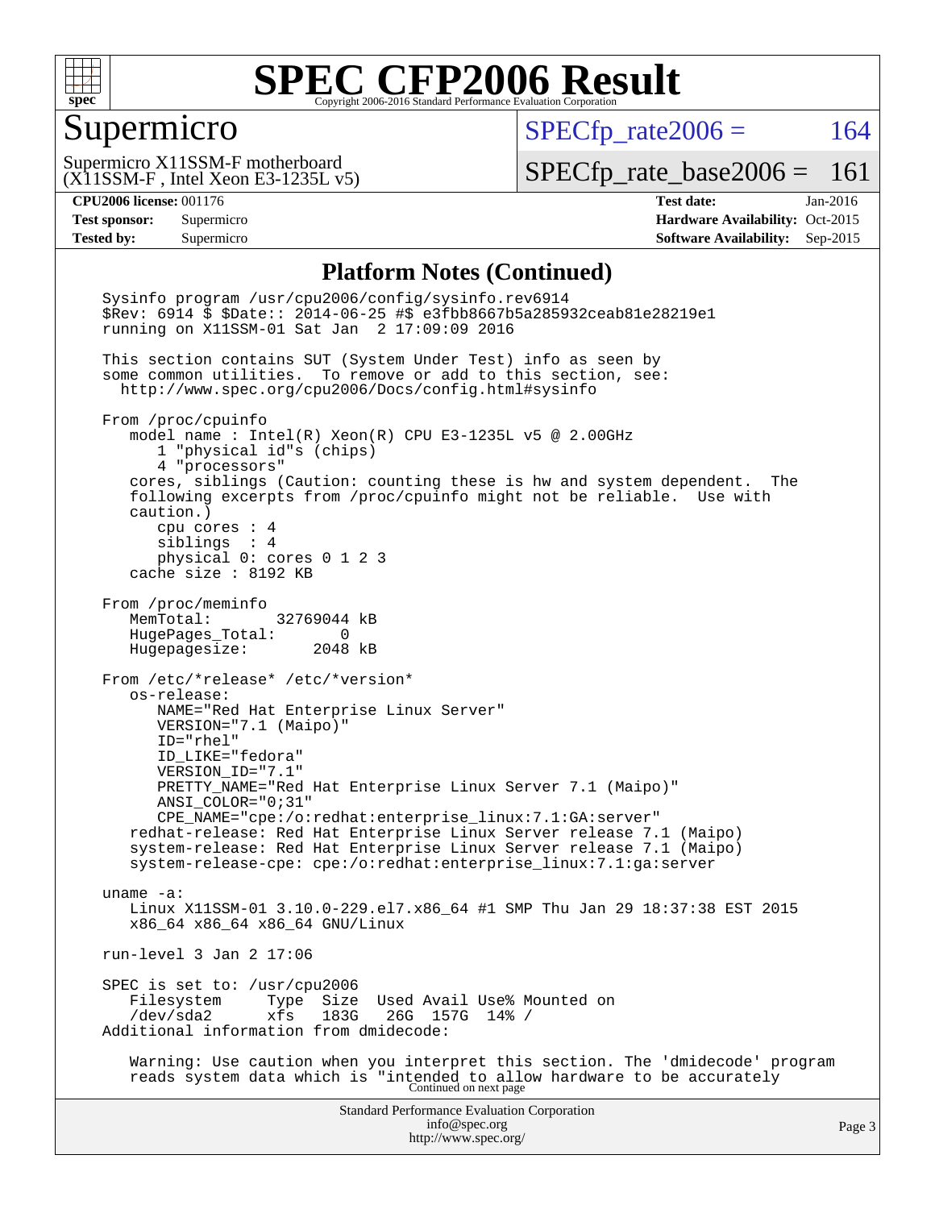# SPEC CFP2006 Result

Copyright 2006-2016 Standard Performance Evaluation Corporation

## Supermicro

Supermicro X11SSM-F motherboard
(X11SSM-F , Intel Xeon E3-1235L v5)

SPECfp_rate2006 = 164

SPECfp_rate_base2006 = 161

**CPU2006 license:** 001176
**Test sponsor:** Supermicro
**Tested by:** Supermicro

**Test date:** Jan-2016
**Hardware Availability:** Oct-2015
**Software Availability:** Sep-2015

### Platform Notes (Continued)

```
Sysinfo program /usr/cpu2006/config/sysinfo.rev6914
$Rev: 6914 $ $Date:: 2014-06-25 #$ e3fbb8667b5a285932ceab81e28219e1
running on X11SSM-01 Sat Jan  2 17:09:09 2016

This section contains SUT (System Under Test) info as seen by
some common utilities.  To remove or add to this section, see:
  http://www.spec.org/cpu2006/Docs/config.html#sysinfo

From /proc/cpuinfo
   model name : Intel(R) Xeon(R) CPU E3-1235L v5 @ 2.00GHz
      1 "physical id"s (chips)
      4 "processors"
   cores, siblings (Caution: counting these is hw and system dependent.  The
   following excerpts from /proc/cpuinfo might not be reliable.  Use with
   caution.)
      cpu cores : 4
      siblings  : 4
      physical 0: cores 0 1 2 3
   cache size : 8192 KB

From /proc/meminfo
   MemTotal:       32769044 kB
   HugePages_Total:       0
   Hugepagesize:       2048 kB

From /etc/*release* /etc/*version*
   os-release:
      NAME="Red Hat Enterprise Linux Server"
      VERSION="7.1 (Maipo)"
      ID="rhel"
      ID_LIKE="fedora"
      VERSION_ID="7.1"
      PRETTY_NAME="Red Hat Enterprise Linux Server 7.1 (Maipo)"
      ANSI_COLOR="0;31"
      CPE_NAME="cpe:/o:redhat:enterprise_linux:7.1:GA:server"
   redhat-release: Red Hat Enterprise Linux Server release 7.1 (Maipo)
   system-release: Red Hat Enterprise Linux Server release 7.1 (Maipo)
   system-release-cpe: cpe:/o:redhat:enterprise_linux:7.1:ga:server

uname -a:
   Linux X11SSM-01 3.10.0-229.el7.x86_64 #1 SMP Thu Jan 29 18:37:38 EST 2015
   x86_64 x86_64 x86_64 GNU/Linux

run-level 3 Jan 2 17:06

SPEC is set to: /usr/cpu2006
   Filesystem     Type  Size  Used Avail Use% Mounted on
   /dev/sda2      xfs   183G   26G  157G  14% /
Additional information from dmidecode:

   Warning: Use caution when you interpret this section. The 'dmidecode' program
   reads system data which is "intended to allow hardware to be accurately
```

Continued on next page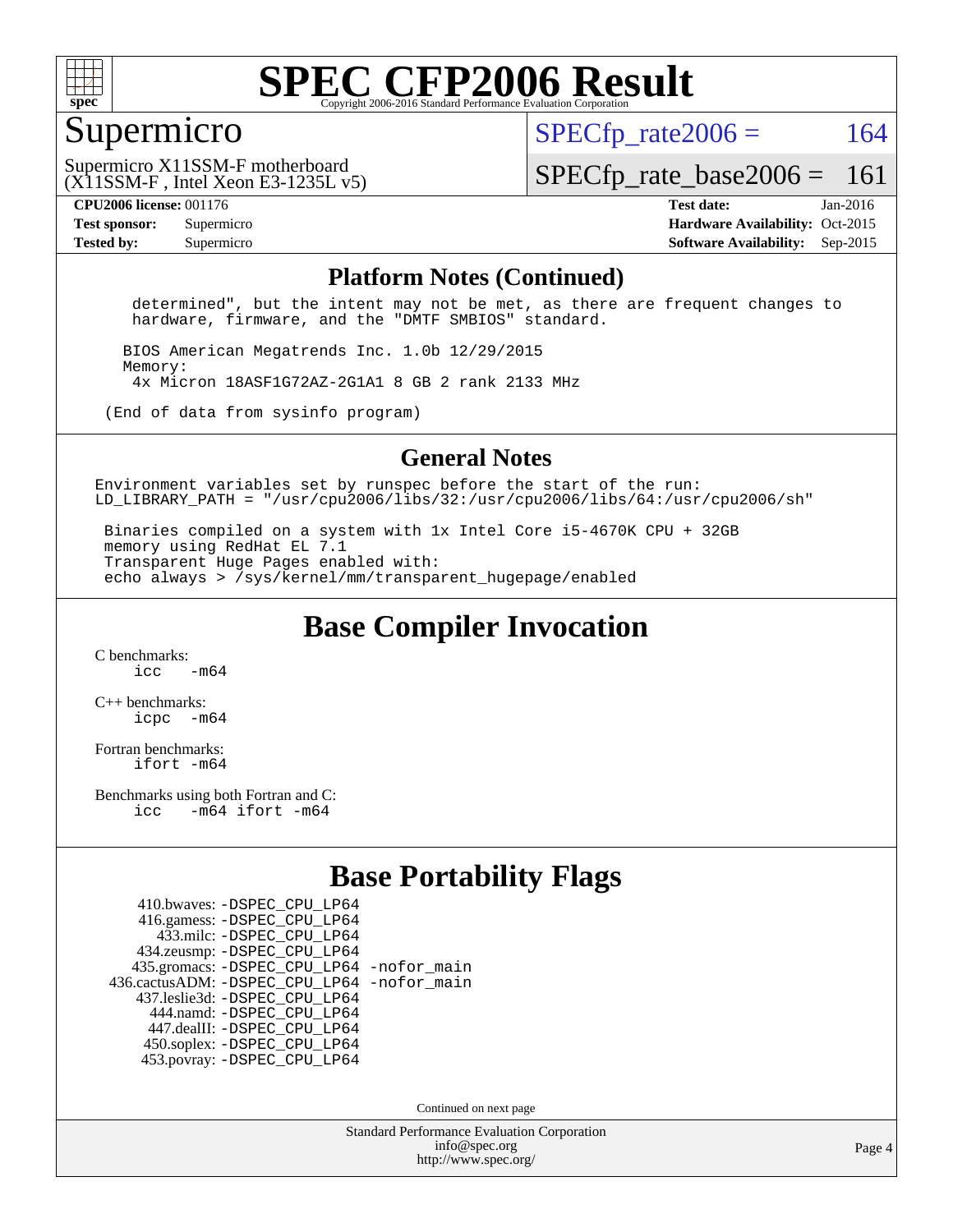# SPEC CFP2006 Result

## Supermicro

Supermicro X11SSM-F motherboard
(X11SSM-F , Intel Xeon E3-1235L v5)

SPECfp_rate2006 = 164

SPECfp_rate_base2006 = 161

**CPU2006 license:** 001176
**Test sponsor:** Supermicro
**Tested by:** Supermicro

**Test date:** Jan-2016
**Hardware Availability:** Oct-2015
**Software Availability:** Sep-2015

### Platform Notes (Continued)

```
     determined", but the intent may not be met, as there are frequent changes to
     hardware, firmware, and the "DMTF SMBIOS" standard.

    BIOS American Megatrends Inc. 1.0b 12/29/2015
    Memory:
     4x Micron 18ASF1G72AZ-2G1A1 8 GB 2 rank 2133 MHz

 (End of data from sysinfo program)
```

### General Notes

```
Environment variables set by runspec before the start of the run:
LD_LIBRARY_PATH = "/usr/cpu2006/libs/32:/usr/cpu2006/libs/64:/usr/cpu2006/sh"

 Binaries compiled on a system with 1x Intel Core i5-4670K CPU + 32GB
 memory using RedHat EL 7.1
 Transparent Huge Pages enabled with:
 echo always > /sys/kernel/mm/transparent_hugepage/enabled
```

## Base Compiler Invocation

C benchmarks:
    icc   -m64

C++ benchmarks:
    icpc  -m64

Fortran benchmarks:
    ifort -m64

Benchmarks using both Fortran and C:
    icc   -m64 ifort -m64

## Base Portability Flags

| Benchmark | Flags |
|---|---|
| 410.bwaves: | -DSPEC_CPU_LP64 |
| 416.gamess: | -DSPEC_CPU_LP64 |
| 433.milc: | -DSPEC_CPU_LP64 |
| 434.zeusmp: | -DSPEC_CPU_LP64 |
| 435.gromacs: | -DSPEC_CPU_LP64 -nofor_main |
| 436.cactusADM: | -DSPEC_CPU_LP64 -nofor_main |
| 437.leslie3d: | -DSPEC_CPU_LP64 |
| 444.namd: | -DSPEC_CPU_LP64 |
| 447.dealII: | -DSPEC_CPU_LP64 |
| 450.soplex: | -DSPEC_CPU_LP64 |
| 453.povray: | -DSPEC_CPU_LP64 |

Continued on next page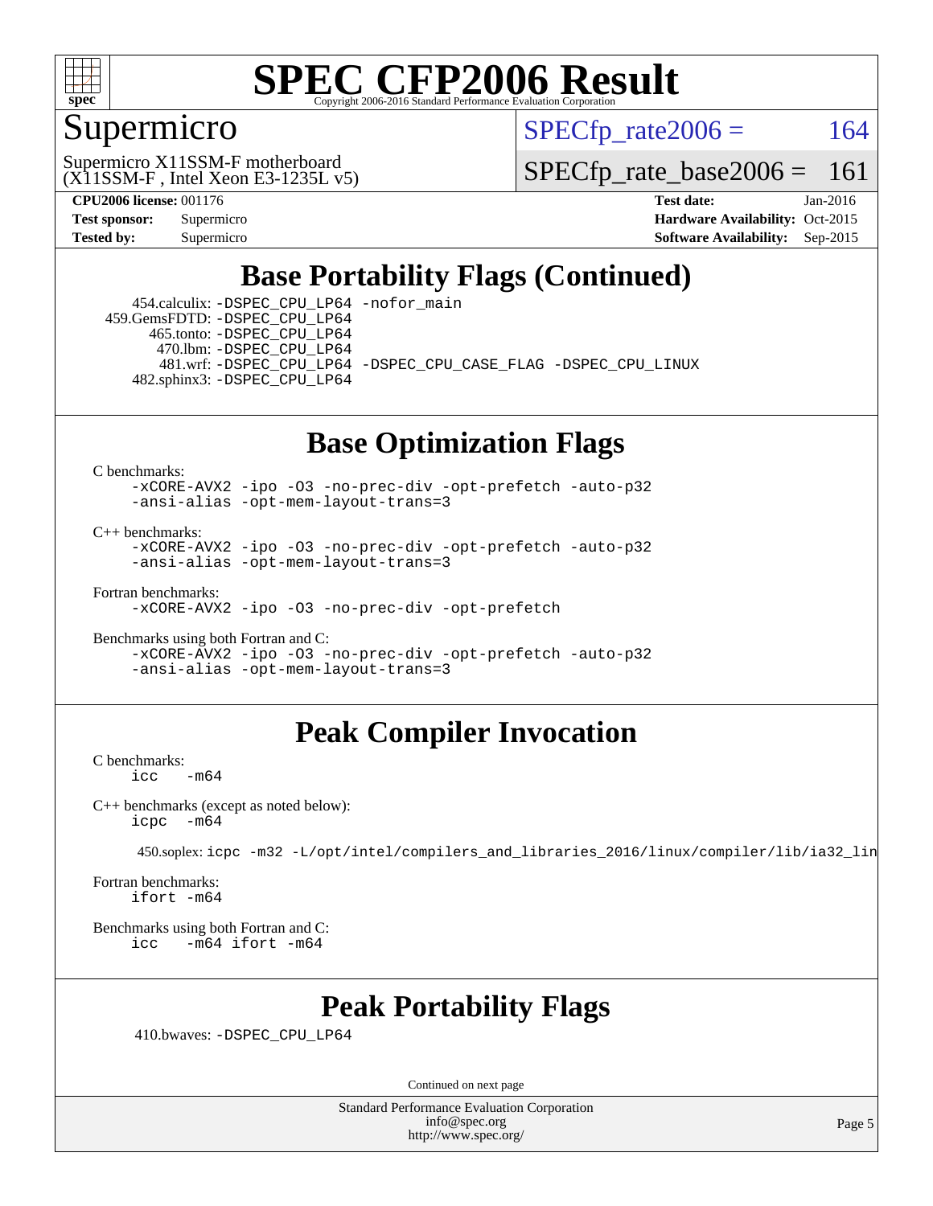# SPEC CFP2006 Result

Copyright 2006-2016 Standard Performance Evaluation Corporation

## Supermicro

Supermicro X11SSM-F motherboard
(X11SSM-F , Intel Xeon E3-1235L v5)

SPECfp_rate2006 = 164

SPECfp_rate_base2006 = 161

**CPU2006 license:** 001176
**Test sponsor:** Supermicro
**Tested by:** Supermicro

**Test date:** Jan-2016
**Hardware Availability:** Oct-2015
**Software Availability:** Sep-2015

## Base Portability Flags (Continued)

```
  454.calculix: -DSPEC_CPU_LP64 -nofor_main
 459.GemsFDTD: -DSPEC_CPU_LP64
     465.tonto: -DSPEC_CPU_LP64
       470.lbm: -DSPEC_CPU_LP64
       481.wrf: -DSPEC_CPU_LP64 -DSPEC_CPU_CASE_FLAG -DSPEC_CPU_LINUX
   482.sphinx3: -DSPEC_CPU_LP64
```

## Base Optimization Flags

C benchmarks:
```
-xCORE-AVX2 -ipo -O3 -no-prec-div -opt-prefetch -auto-p32
-ansi-alias -opt-mem-layout-trans=3
```

C++ benchmarks:
```
-xCORE-AVX2 -ipo -O3 -no-prec-div -opt-prefetch -auto-p32
-ansi-alias -opt-mem-layout-trans=3
```

Fortran benchmarks:
```
-xCORE-AVX2 -ipo -O3 -no-prec-div -opt-prefetch
```

Benchmarks using both Fortran and C:
```
-xCORE-AVX2 -ipo -O3 -no-prec-div -opt-prefetch -auto-p32
-ansi-alias -opt-mem-layout-trans=3
```

## Peak Compiler Invocation

C benchmarks:
```
icc   -m64
```

C++ benchmarks (except as noted below):
```
icpc  -m64
```

450.soplex: `icpc -m32 -L/opt/intel/compilers_and_libraries_2016/linux/compiler/lib/ia32_lin`

Fortran benchmarks:
```
ifort -m64
```

Benchmarks using both Fortran and C:
```
icc   -m64 ifort -m64
```

## Peak Portability Flags

```
410.bwaves: -DSPEC_CPU_LP64
```

Continued on next page

Standard Performance Evaluation Corporation
info@spec.org
http://www.spec.org/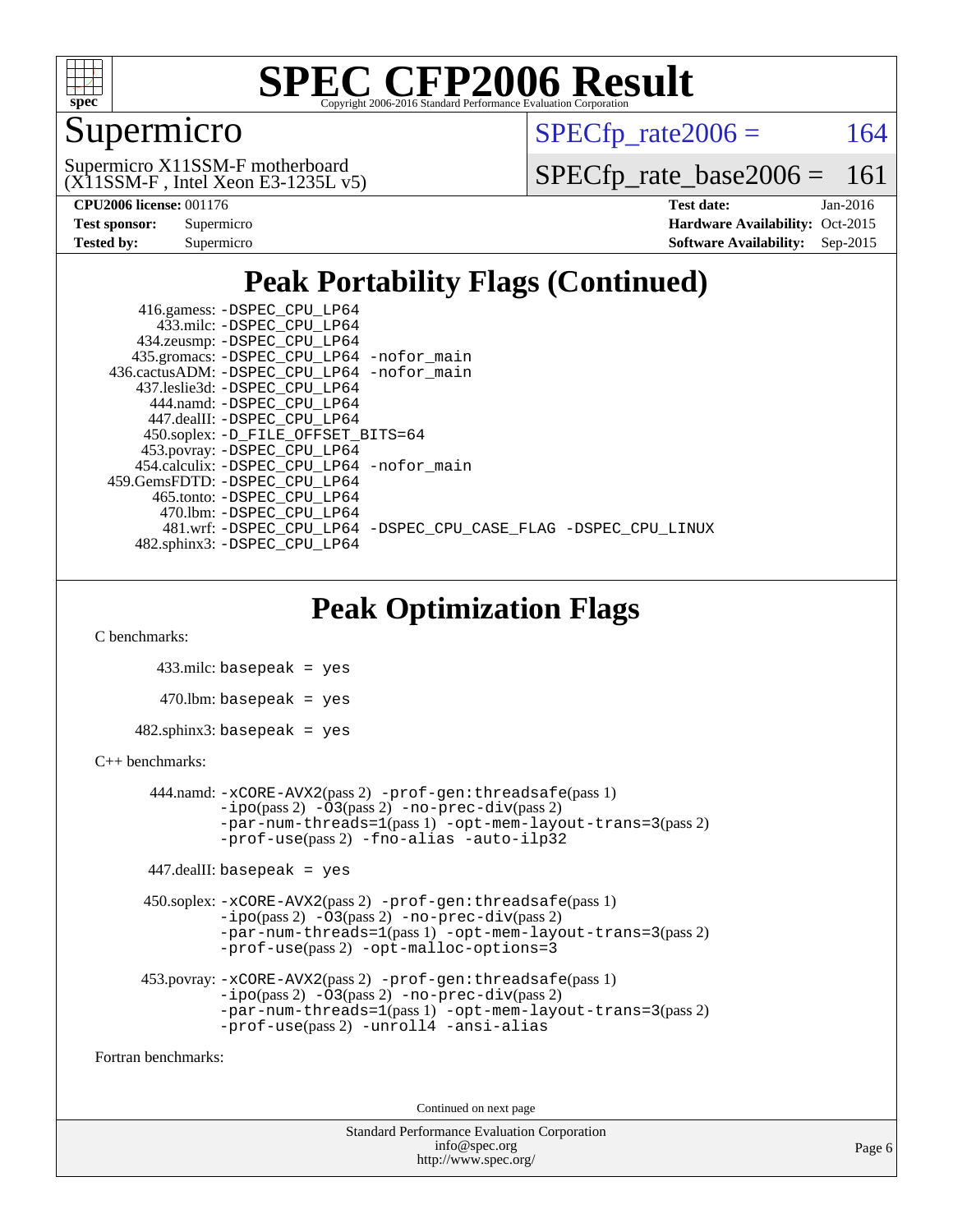# Supermicro

Supermicro X11SSM-F motherboard
(X11SSM-F , Intel Xeon E3-1235L v5)

SPECfp_rate2006 = 164

SPECfp_rate_base2006 = 161

**CPU2006 license:** 001176
**Test sponsor:** Supermicro
**Tested by:** Supermicro

**Test date:** Jan-2016
**Hardware Availability:** Oct-2015
**Software Availability:** Sep-2015

## Peak Portability Flags (Continued)

```
      416.gamess: -DSPEC_CPU_LP64
        433.milc: -DSPEC_CPU_LP64
      434.zeusmp: -DSPEC_CPU_LP64
     435.gromacs: -DSPEC_CPU_LP64 -nofor_main
  436.cactusADM: -DSPEC_CPU_LP64 -nofor_main
     437.leslie3d: -DSPEC_CPU_LP64
       444.namd: -DSPEC_CPU_LP64
      447.dealII: -DSPEC_CPU_LP64
      450.soplex: -D_FILE_OFFSET_BITS=64
      453.povray: -DSPEC_CPU_LP64
    454.calculix: -DSPEC_CPU_LP64 -nofor_main
  459.GemsFDTD: -DSPEC_CPU_LP64
       465.tonto: -DSPEC_CPU_LP64
         470.lbm: -DSPEC_CPU_LP64
         481.wrf: -DSPEC_CPU_LP64 -DSPEC_CPU_CASE_FLAG -DSPEC_CPU_LINUX
     482.sphinx3: -DSPEC_CPU_LP64
```

## Peak Optimization Flags

C benchmarks:

```
433.milc: basepeak = yes

470.lbm: basepeak = yes

482.sphinx3: basepeak = yes
```

C++ benchmarks:

```
444.namd: -xCORE-AVX2(pass 2) -prof-gen:threadsafe(pass 1)
          -ipo(pass 2) -O3(pass 2) -no-prec-div(pass 2)
          -par-num-threads=1(pass 1) -opt-mem-layout-trans=3(pass 2)
          -prof-use(pass 2) -fno-alias -auto-ilp32

447.dealII: basepeak = yes

450.soplex: -xCORE-AVX2(pass 2) -prof-gen:threadsafe(pass 1)
            -ipo(pass 2) -O3(pass 2) -no-prec-div(pass 2)
            -par-num-threads=1(pass 1) -opt-mem-layout-trans=3(pass 2)
            -prof-use(pass 2) -opt-malloc-options=3

453.povray: -xCORE-AVX2(pass 2) -prof-gen:threadsafe(pass 1)
            -ipo(pass 2) -O3(pass 2) -no-prec-div(pass 2)
            -par-num-threads=1(pass 1) -opt-mem-layout-trans=3(pass 2)
            -prof-use(pass 2) -unroll4 -ansi-alias
```

Fortran benchmarks:

Continued on next page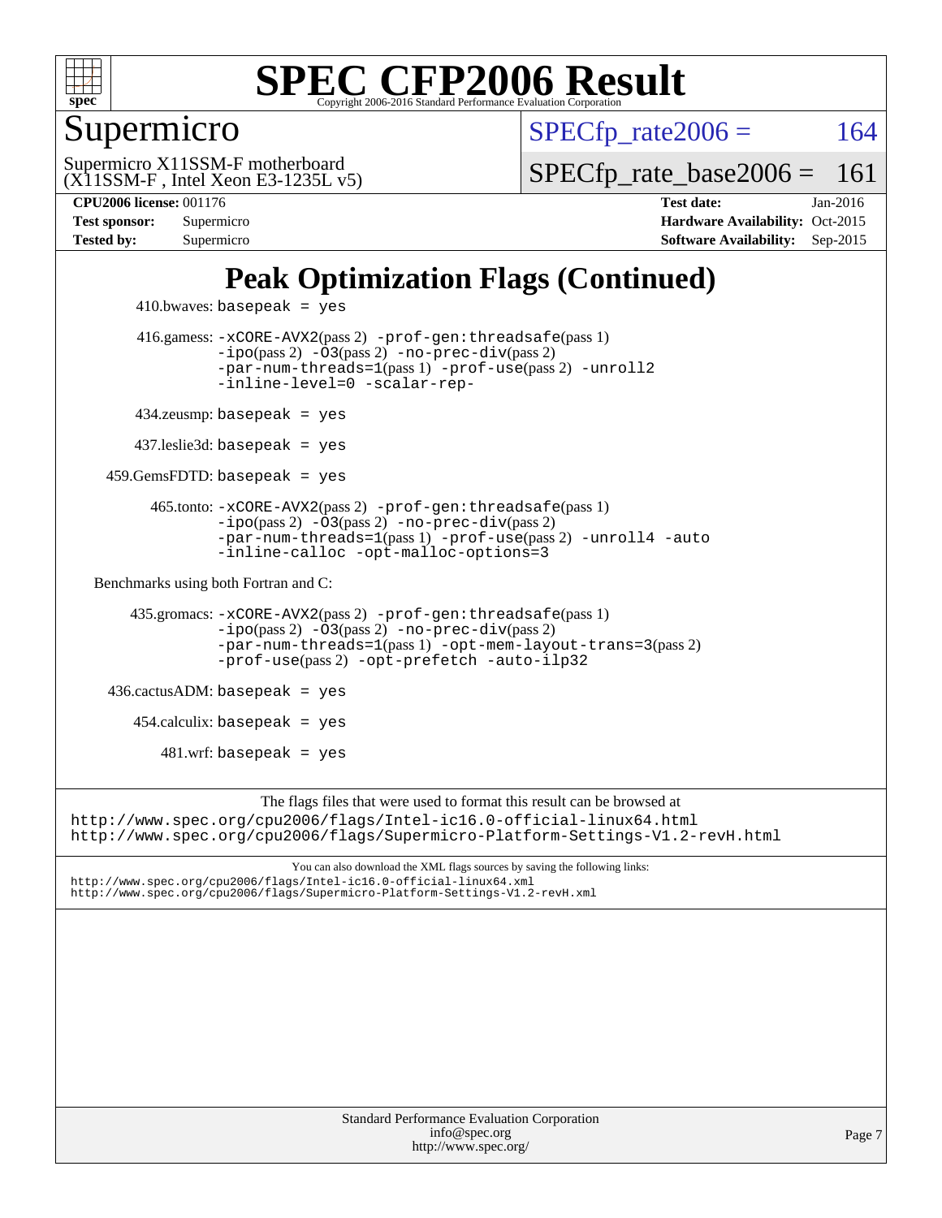# Supermicro

Supermicro X11SSM-F motherboard
(X11SSM-F , Intel Xeon E3-1235L v5)

SPECfp_rate2006 = 164

SPECfp_rate_base2006 = 161

**CPU2006 license:** 001176
**Test sponsor:** Supermicro
**Tested by:** Supermicro

**Test date:** Jan-2016
**Hardware Availability:** Oct-2015
**Software Availability:** Sep-2015

## Peak Optimization Flags (Continued)

410.bwaves: basepeak = yes

416.gamess: -xCORE-AVX2(pass 2) -prof-gen:threadsafe(pass 1) -ipo(pass 2) -O3(pass 2) -no-prec-div(pass 2) -par-num-threads=1(pass 1) -prof-use(pass 2) -unroll2 -inline-level=0 -scalar-rep-

434.zeusmp: basepeak = yes

437.leslie3d: basepeak = yes

459.GemsFDTD: basepeak = yes

465.tonto: -xCORE-AVX2(pass 2) -prof-gen:threadsafe(pass 1) -ipo(pass 2) -O3(pass 2) -no-prec-div(pass 2) -par-num-threads=1(pass 1) -prof-use(pass 2) -unroll4 -auto -inline-calloc -opt-malloc-options=3

Benchmarks using both Fortran and C:

435.gromacs: -xCORE-AVX2(pass 2) -prof-gen:threadsafe(pass 1) -ipo(pass 2) -O3(pass 2) -no-prec-div(pass 2) -par-num-threads=1(pass 1) -opt-mem-layout-trans=3(pass 2) -prof-use(pass 2) -opt-prefetch -auto-ilp32

436.cactusADM: basepeak = yes

454.calculix: basepeak = yes

481.wrf: basepeak = yes

The flags files that were used to format this result can be browsed at
http://www.spec.org/cpu2006/flags/Intel-ic16.0-official-linux64.html
http://www.spec.org/cpu2006/flags/Supermicro-Platform-Settings-V1.2-revH.html

You can also download the XML flags sources by saving the following links:
http://www.spec.org/cpu2006/flags/Intel-ic16.0-official-linux64.xml
http://www.spec.org/cpu2006/flags/Supermicro-Platform-Settings-V1.2-revH.xml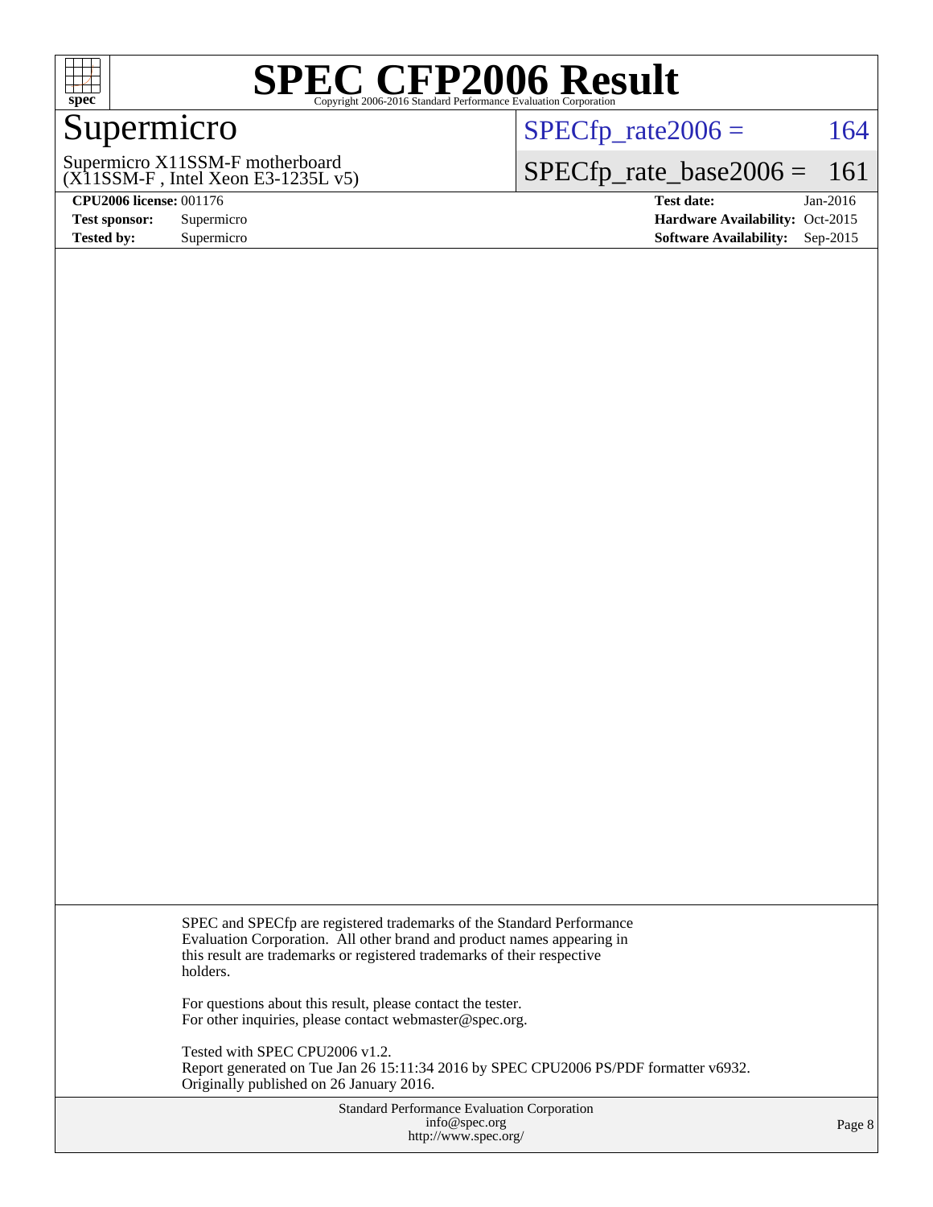SPEC and SPECfp are registered trademarks of the Standard Performance Evaluation Corporation. All other brand and product names appearing in this result are trademarks or registered trademarks of their respective holders.

For questions about this result, please contact the tester.
For other inquiries, please contact webmaster@spec.org.

Tested with SPEC CPU2006 v1.2.
Report generated on Tue Jan 26 15:11:34 2016 by SPEC CPU2006 PS/PDF formatter v6932.
Originally published on 26 January 2016.